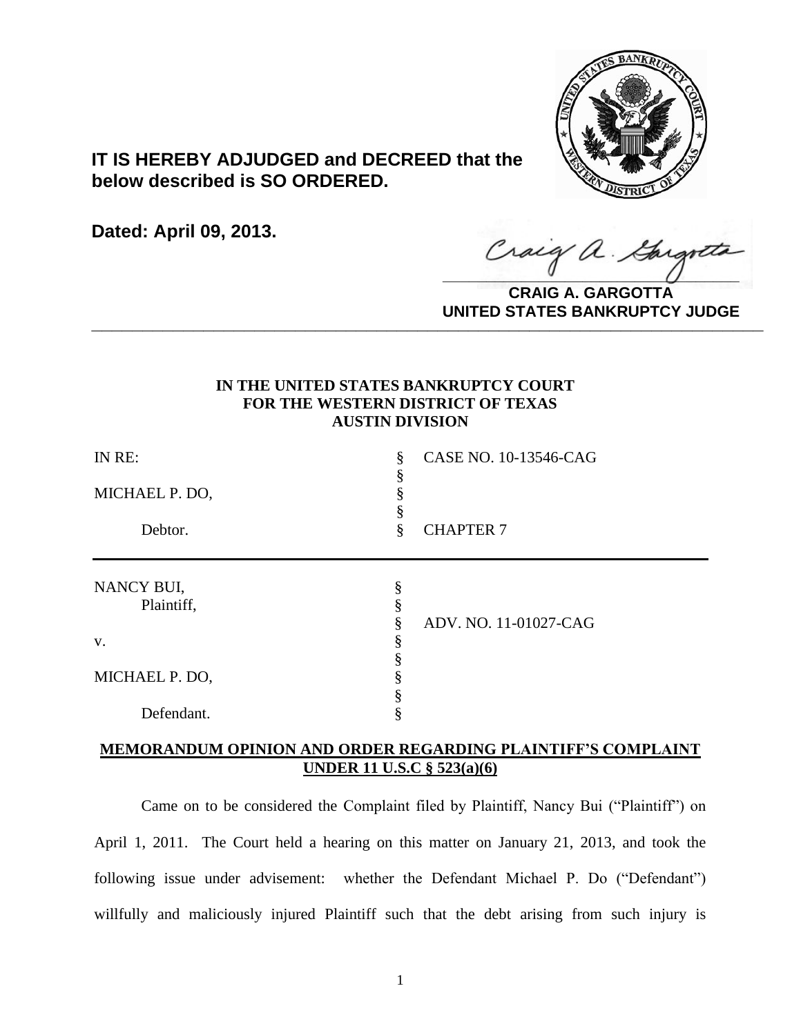**IT IS HEREBY ADJUDGED and DECREED that the below described is SO ORDERED.**

**Dated: April 09, 2013.**

**CRAIG A. GARGOTTA**
**UNITED STATES BANKRUPTCY JUDGE**

---

**IN THE UNITED STATES BANKRUPTCY COURT**
**FOR THE WESTERN DISTRICT OF TEXAS**
**AUSTIN DIVISION**

| | | |
|---|---|---|
| IN RE: | § | CASE NO. 10-13546-CAG |
| | § | |
| MICHAEL P. DO, | § | |
| | § | |
| Debtor. | § | CHAPTER 7 |

| | | |
|---|---|---|
| NANCY BUI, | § | |
| Plaintiff, | § | |
| | § | ADV. NO. 11-01027-CAG |
| v. | § | |
| | § | |
| MICHAEL P. DO, | § | |
| | § | |
| Defendant. | § | |

**MEMORANDUM OPINION AND ORDER REGARDING PLAINTIFF'S COMPLAINT UNDER 11 U.S.C § 523(a)(6)**

Came on to be considered the Complaint filed by Plaintiff, Nancy Bui ("Plaintiff") on April 1, 2011. The Court held a hearing on this matter on January 21, 2013, and took the following issue under advisement: whether the Defendant Michael P. Do ("Defendant") willfully and maliciously injured Plaintiff such that the debt arising from such injury is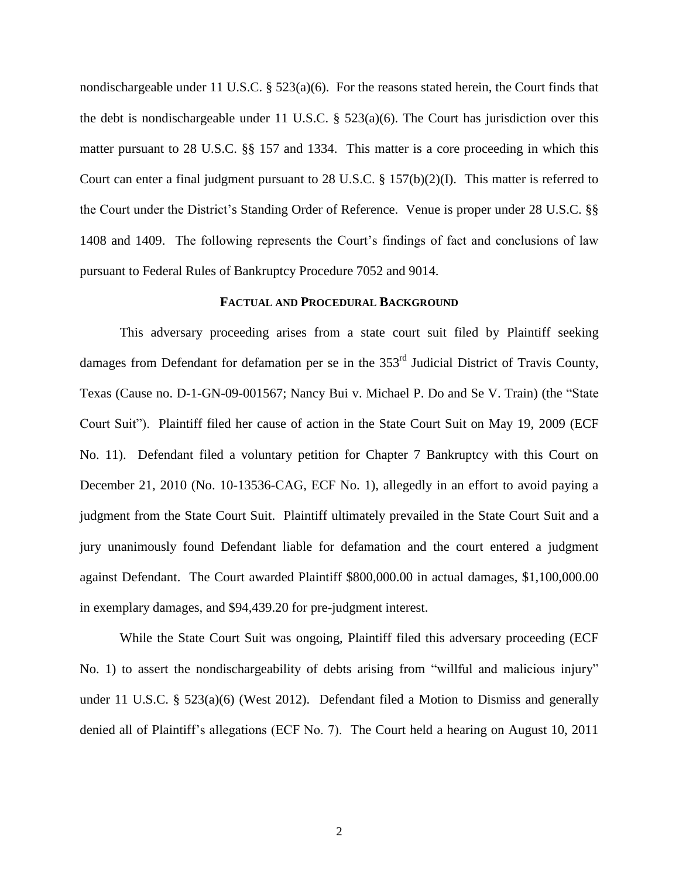nondischargeable under 11 U.S.C. § 523(a)(6). For the reasons stated herein, the Court finds that the debt is nondischargeable under 11 U.S.C. § 523(a)(6). The Court has jurisdiction over this matter pursuant to 28 U.S.C. §§ 157 and 1334. This matter is a core proceeding in which this Court can enter a final judgment pursuant to 28 U.S.C. § 157(b)(2)(I). This matter is referred to the Court under the District's Standing Order of Reference. Venue is proper under 28 U.S.C. §§ 1408 and 1409. The following represents the Court's findings of fact and conclusions of law pursuant to Federal Rules of Bankruptcy Procedure 7052 and 9014.

## FACTUAL AND PROCEDURAL BACKGROUND

This adversary proceeding arises from a state court suit filed by Plaintiff seeking damages from Defendant for defamation per se in the 353rd Judicial District of Travis County, Texas (Cause no. D-1-GN-09-001567; Nancy Bui v. Michael P. Do and Se V. Train) (the "State Court Suit"). Plaintiff filed her cause of action in the State Court Suit on May 19, 2009 (ECF No. 11). Defendant filed a voluntary petition for Chapter 7 Bankruptcy with this Court on December 21, 2010 (No. 10-13536-CAG, ECF No. 1), allegedly in an effort to avoid paying a judgment from the State Court Suit. Plaintiff ultimately prevailed in the State Court Suit and a jury unanimously found Defendant liable for defamation and the court entered a judgment against Defendant. The Court awarded Plaintiff $800,000.00 in actual damages, $1,100,000.00 in exemplary damages, and $94,439.20 for pre-judgment interest.

While the State Court Suit was ongoing, Plaintiff filed this adversary proceeding (ECF No. 1) to assert the nondischargeability of debts arising from "willful and malicious injury" under 11 U.S.C. § 523(a)(6) (West 2012). Defendant filed a Motion to Dismiss and generally denied all of Plaintiff's allegations (ECF No. 7). The Court held a hearing on August 10, 2011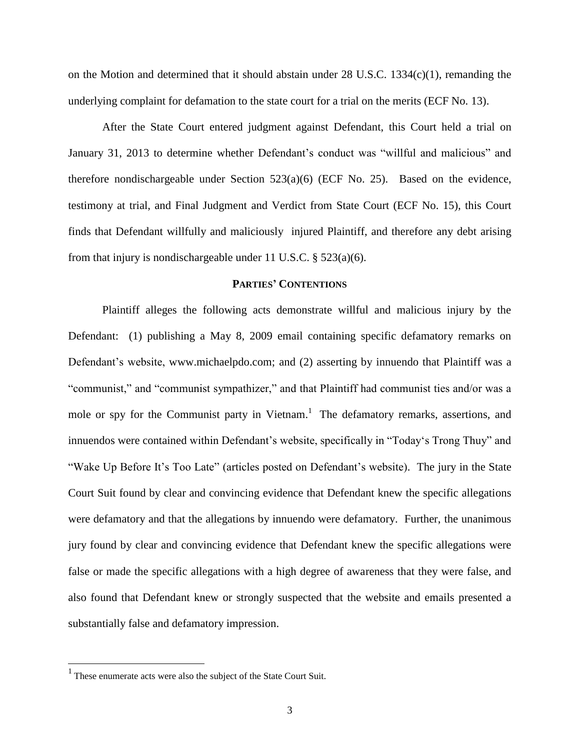on the Motion and determined that it should abstain under 28 U.S.C. 1334(c)(1), remanding the underlying complaint for defamation to the state court for a trial on the merits (ECF No. 13).

After the State Court entered judgment against Defendant, this Court held a trial on January 31, 2013 to determine whether Defendant's conduct was "willful and malicious" and therefore nondischargeable under Section 523(a)(6) (ECF No. 25). Based on the evidence, testimony at trial, and Final Judgment and Verdict from State Court (ECF No. 15), this Court finds that Defendant willfully and maliciously injured Plaintiff, and therefore any debt arising from that injury is nondischargeable under 11 U.S.C. § 523(a)(6).

## PARTIES' CONTENTIONS

Plaintiff alleges the following acts demonstrate willful and malicious injury by the Defendant: (1) publishing a May 8, 2009 email containing specific defamatory remarks on Defendant's website, www.michaelpdo.com; and (2) asserting by innuendo that Plaintiff was a "communist," and "communist sympathizer," and that Plaintiff had communist ties and/or was a mole or spy for the Communist party in Vietnam.[1] The defamatory remarks, assertions, and innuendos were contained within Defendant's website, specifically in "Today's Trong Thuy" and "Wake Up Before It's Too Late" (articles posted on Defendant's website). The jury in the State Court Suit found by clear and convincing evidence that Defendant knew the specific allegations were defamatory and that the allegations by innuendo were defamatory. Further, the unanimous jury found by clear and convincing evidence that Defendant knew the specific allegations were false or made the specific allegations with a high degree of awareness that they were false, and also found that Defendant knew or strongly suspected that the website and emails presented a substantially false and defamatory impression.

---

[1] These enumerate acts were also the subject of the State Court Suit.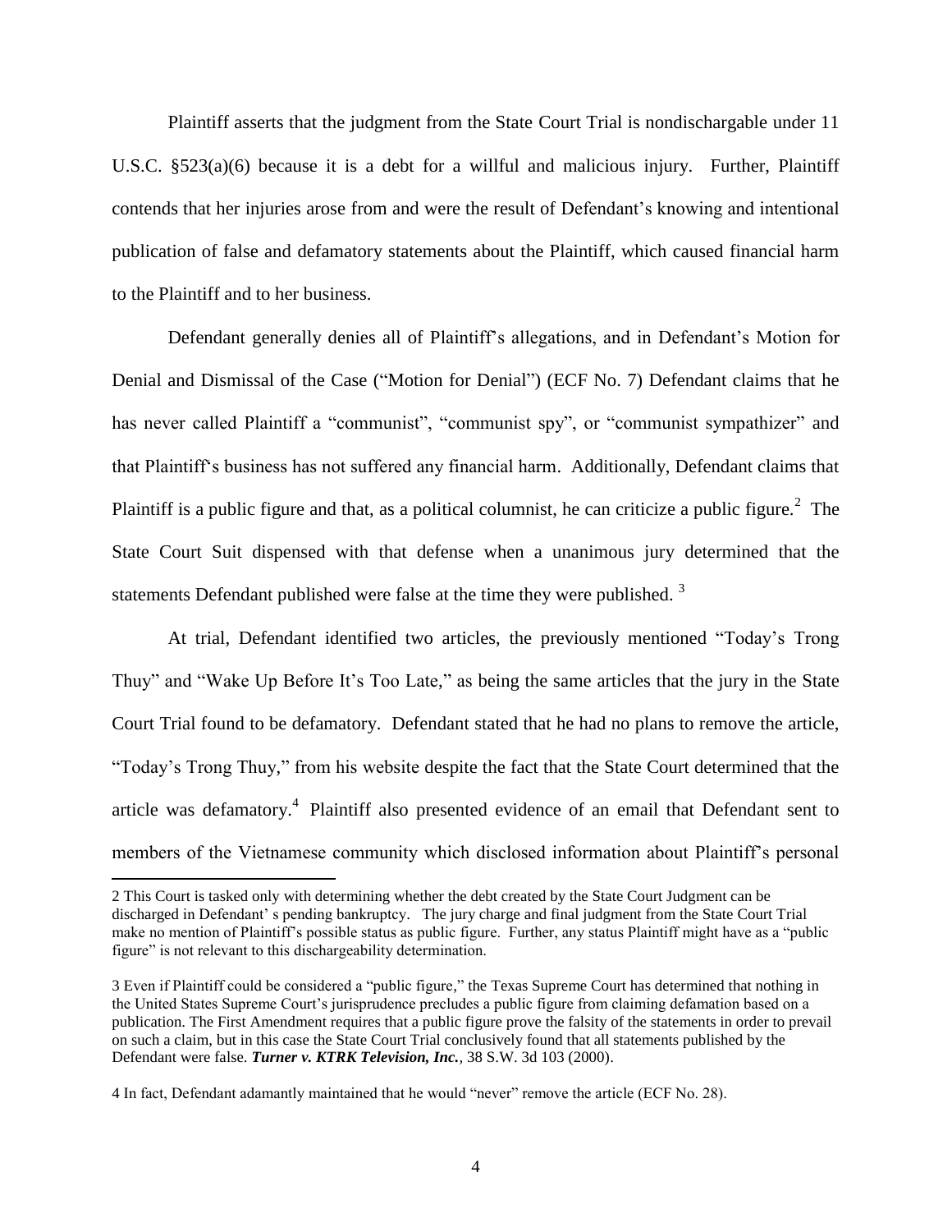Plaintiff asserts that the judgment from the State Court Trial is nondischargable under 11 U.S.C. §523(a)(6) because it is a debt for a willful and malicious injury. Further, Plaintiff contends that her injuries arose from and were the result of Defendant's knowing and intentional publication of false and defamatory statements about the Plaintiff, which caused financial harm to the Plaintiff and to her business.

Defendant generally denies all of Plaintiff's allegations, and in Defendant's Motion for Denial and Dismissal of the Case ("Motion for Denial") (ECF No. 7) Defendant claims that he has never called Plaintiff a "communist", "communist spy", or "communist sympathizer" and that Plaintiff's business has not suffered any financial harm. Additionally, Defendant claims that Plaintiff is a public figure and that, as a political columnist, he can criticize a public figure.[2] The State Court Suit dispensed with that defense when a unanimous jury determined that the statements Defendant published were false at the time they were published. [3]

At trial, Defendant identified two articles, the previously mentioned "Today's Trong Thuy" and "Wake Up Before It's Too Late," as being the same articles that the jury in the State Court Trial found to be defamatory. Defendant stated that he had no plans to remove the article, "Today's Trong Thuy," from his website despite the fact that the State Court determined that the article was defamatory.[4] Plaintiff also presented evidence of an email that Defendant sent to members of the Vietnamese community which disclosed information about Plaintiff's personal

---

2 This Court is tasked only with determining whether the debt created by the State Court Judgment can be discharged in Defendant' s pending bankruptcy. The jury charge and final judgment from the State Court Trial make no mention of Plaintiff's possible status as public figure. Further, any status Plaintiff might have as a "public figure" is not relevant to this dischargeability determination.

3 Even if Plaintiff could be considered a "public figure," the Texas Supreme Court has determined that nothing in the United States Supreme Court's jurisprudence precludes a public figure from claiming defamation based on a publication. The First Amendment requires that a public figure prove the falsity of the statements in order to prevail on such a claim, but in this case the State Court Trial conclusively found that all statements published by the Defendant were false. ***Turner v. KTRK Television, Inc.***, 38 S.W. 3d 103 (2000).

4 In fact, Defendant adamantly maintained that he would "never" remove the article (ECF No. 28).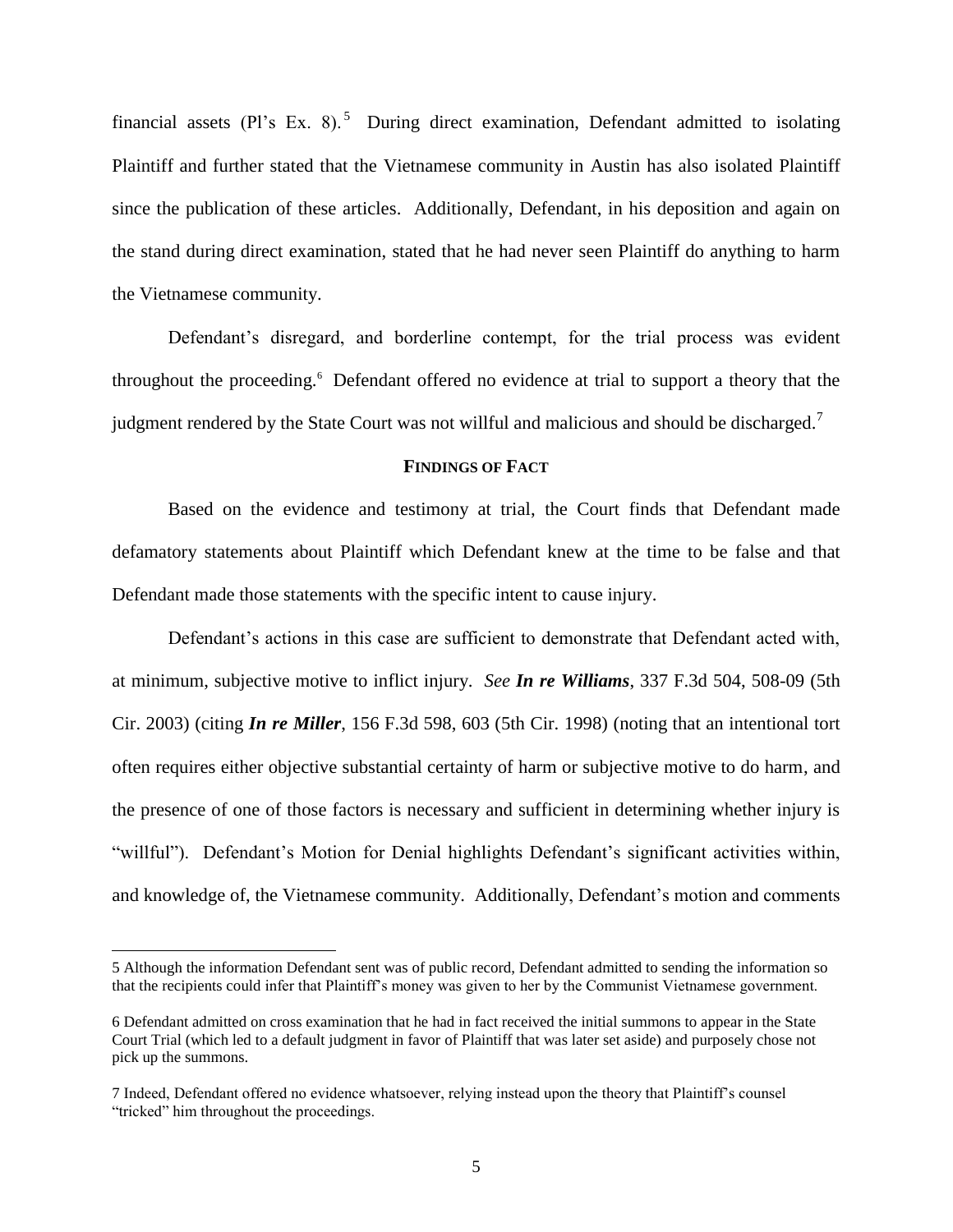financial assets (Pl's Ex. 8).[5] During direct examination, Defendant admitted to isolating Plaintiff and further stated that the Vietnamese community in Austin has also isolated Plaintiff since the publication of these articles. Additionally, Defendant, in his deposition and again on the stand during direct examination, stated that he had never seen Plaintiff do anything to harm the Vietnamese community.

Defendant's disregard, and borderline contempt, for the trial process was evident throughout the proceeding.[6] Defendant offered no evidence at trial to support a theory that the judgment rendered by the State Court was not willful and malicious and should be discharged.[7]

## FINDINGS OF FACT

Based on the evidence and testimony at trial, the Court finds that Defendant made defamatory statements about Plaintiff which Defendant knew at the time to be false and that Defendant made those statements with the specific intent to cause injury.

Defendant's actions in this case are sufficient to demonstrate that Defendant acted with, at minimum, subjective motive to inflict injury. *See **In re Williams***, 337 F.3d 504, 508-09 (5th Cir. 2003) (citing ***In re Miller***, 156 F.3d 598, 603 (5th Cir. 1998) (noting that an intentional tort often requires either objective substantial certainty of harm or subjective motive to do harm, and the presence of one of those factors is necessary and sufficient in determining whether injury is "willful"). Defendant's Motion for Denial highlights Defendant's significant activities within, and knowledge of, the Vietnamese community. Additionally, Defendant's motion and comments

---

5 Although the information Defendant sent was of public record, Defendant admitted to sending the information so that the recipients could infer that Plaintiff's money was given to her by the Communist Vietnamese government.

6 Defendant admitted on cross examination that he had in fact received the initial summons to appear in the State Court Trial (which led to a default judgment in favor of Plaintiff that was later set aside) and purposely chose not pick up the summons.

7 Indeed, Defendant offered no evidence whatsoever, relying instead upon the theory that Plaintiff's counsel "tricked" him throughout the proceedings.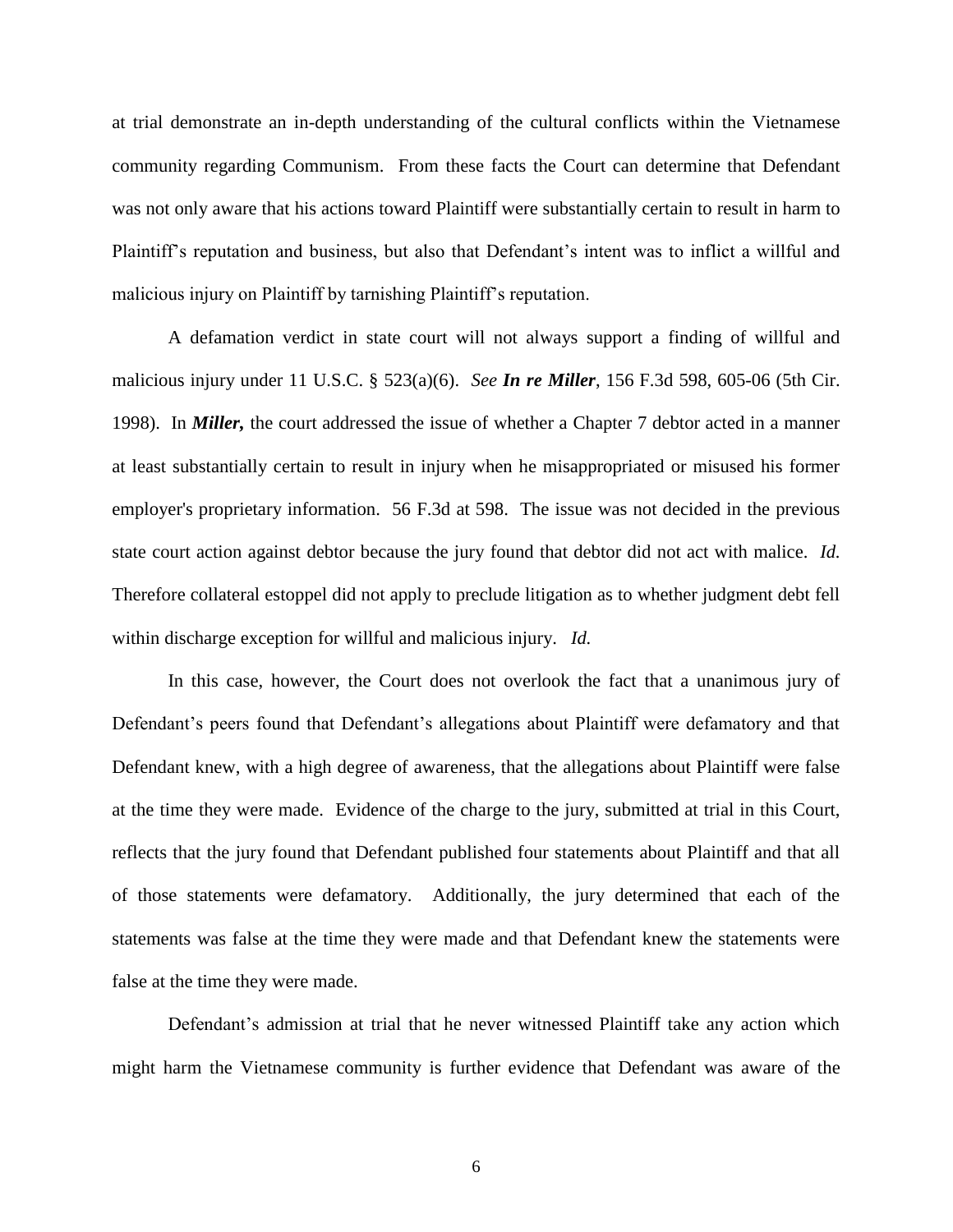at trial demonstrate an in-depth understanding of the cultural conflicts within the Vietnamese community regarding Communism. From these facts the Court can determine that Defendant was not only aware that his actions toward Plaintiff were substantially certain to result in harm to Plaintiff's reputation and business, but also that Defendant's intent was to inflict a willful and malicious injury on Plaintiff by tarnishing Plaintiff's reputation.

A defamation verdict in state court will not always support a finding of willful and malicious injury under 11 U.S.C. § 523(a)(6). *See* ***In re Miller***, 156 F.3d 598, 605-06 (5th Cir. 1998). In ***Miller,*** the court addressed the issue of whether a Chapter 7 debtor acted in a manner at least substantially certain to result in injury when he misappropriated or misused his former employer's proprietary information. 56 F.3d at 598. The issue was not decided in the previous state court action against debtor because the jury found that debtor did not act with malice. *Id.* Therefore collateral estoppel did not apply to preclude litigation as to whether judgment debt fell within discharge exception for willful and malicious injury. *Id.*

In this case, however, the Court does not overlook the fact that a unanimous jury of Defendant's peers found that Defendant's allegations about Plaintiff were defamatory and that Defendant knew, with a high degree of awareness, that the allegations about Plaintiff were false at the time they were made. Evidence of the charge to the jury, submitted at trial in this Court, reflects that the jury found that Defendant published four statements about Plaintiff and that all of those statements were defamatory. Additionally, the jury determined that each of the statements was false at the time they were made and that Defendant knew the statements were false at the time they were made.

Defendant's admission at trial that he never witnessed Plaintiff take any action which might harm the Vietnamese community is further evidence that Defendant was aware of the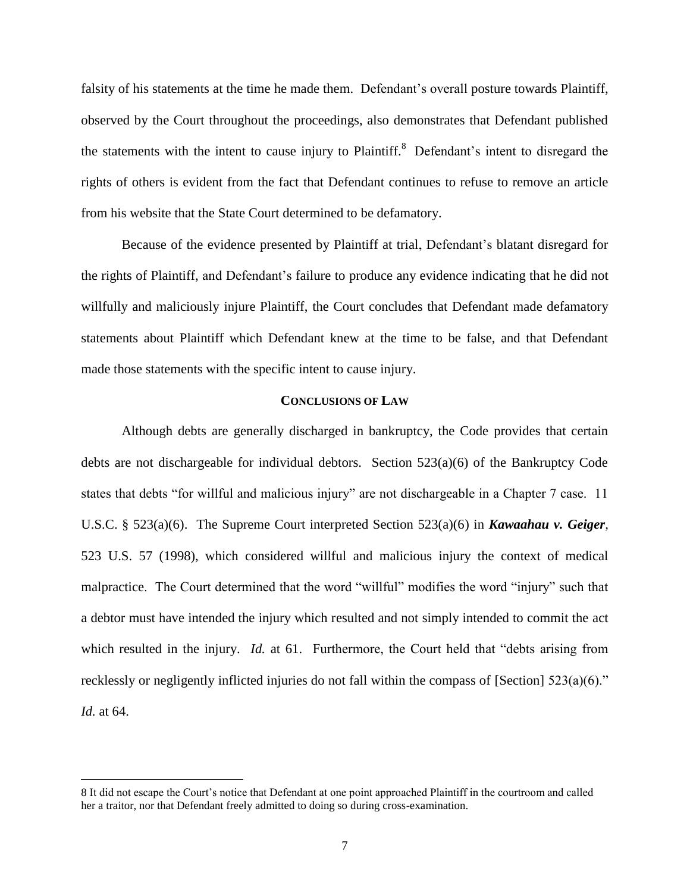falsity of his statements at the time he made them. Defendant's overall posture towards Plaintiff, observed by the Court throughout the proceedings, also demonstrates that Defendant published the statements with the intent to cause injury to Plaintiff.[8] Defendant's intent to disregard the rights of others is evident from the fact that Defendant continues to refuse to remove an article from his website that the State Court determined to be defamatory.

Because of the evidence presented by Plaintiff at trial, Defendant's blatant disregard for the rights of Plaintiff, and Defendant's failure to produce any evidence indicating that he did not willfully and maliciously injure Plaintiff, the Court concludes that Defendant made defamatory statements about Plaintiff which Defendant knew at the time to be false, and that Defendant made those statements with the specific intent to cause injury.

## CONCLUSIONS OF LAW

Although debts are generally discharged in bankruptcy, the Code provides that certain debts are not dischargeable for individual debtors. Section 523(a)(6) of the Bankruptcy Code states that debts "for willful and malicious injury" are not dischargeable in a Chapter 7 case. 11 U.S.C. § 523(a)(6). The Supreme Court interpreted Section 523(a)(6) in ***Kawaahau v. Geiger***, 523 U.S. 57 (1998), which considered willful and malicious injury the context of medical malpractice. The Court determined that the word "willful" modifies the word "injury" such that a debtor must have intended the injury which resulted and not simply intended to commit the act which resulted in the injury. *Id.* at 61. Furthermore, the Court held that "debts arising from recklessly or negligently inflicted injuries do not fall within the compass of [Section] 523(a)(6)." *Id.* at 64.

---

8 It did not escape the Court's notice that Defendant at one point approached Plaintiff in the courtroom and called her a traitor, nor that Defendant freely admitted to doing so during cross-examination.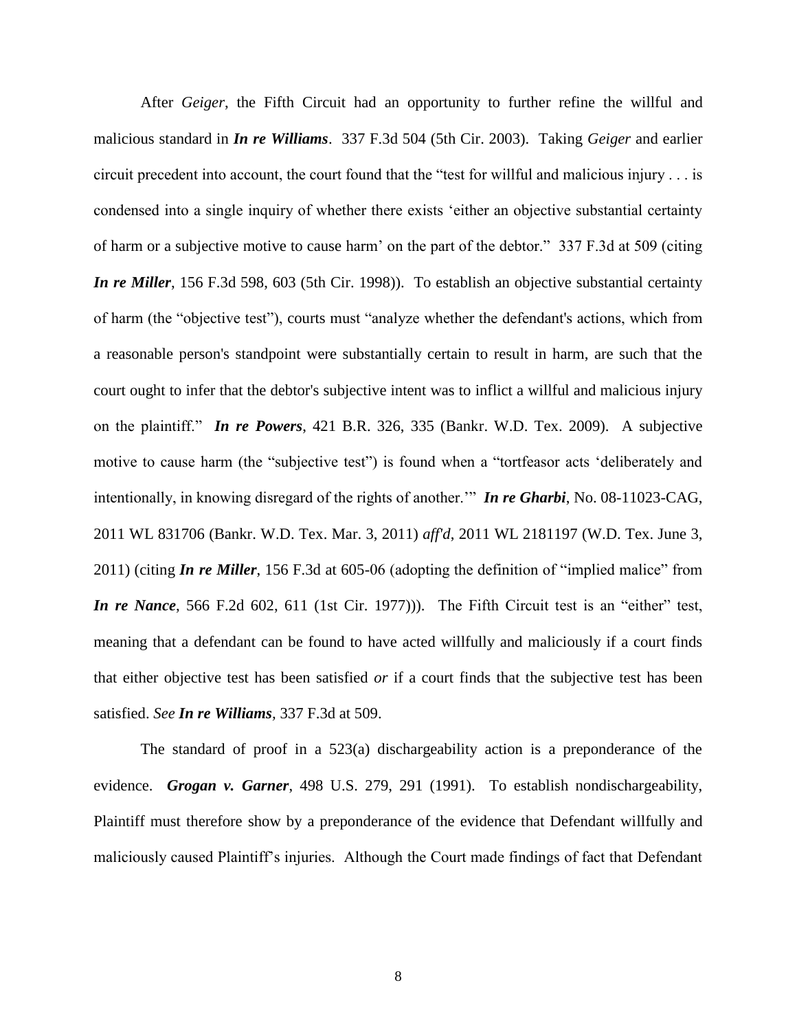After *Geiger*, the Fifth Circuit had an opportunity to further refine the willful and malicious standard in ***In re Williams***. 337 F.3d 504 (5th Cir. 2003). Taking *Geiger* and earlier circuit precedent into account, the court found that the "test for willful and malicious injury . . . is condensed into a single inquiry of whether there exists 'either an objective substantial certainty of harm or a subjective motive to cause harm' on the part of the debtor." 337 F.3d at 509 (citing ***In re Miller***, 156 F.3d 598, 603 (5th Cir. 1998)). To establish an objective substantial certainty of harm (the "objective test"), courts must "analyze whether the defendant's actions, which from a reasonable person's standpoint were substantially certain to result in harm, are such that the court ought to infer that the debtor's subjective intent was to inflict a willful and malicious injury on the plaintiff." ***In re Powers***, 421 B.R. 326, 335 (Bankr. W.D. Tex. 2009). A subjective motive to cause harm (the "subjective test") is found when a "tortfeasor acts 'deliberately and intentionally, in knowing disregard of the rights of another.'" ***In re Gharbi***, No. 08-11023-CAG, 2011 WL 831706 (Bankr. W.D. Tex. Mar. 3, 2011) *aff'd*, 2011 WL 2181197 (W.D. Tex. June 3, 2011) (citing ***In re Miller***, 156 F.3d at 605-06 (adopting the definition of "implied malice" from ***In re Nance***, 566 F.2d 602, 611 (1st Cir. 1977))). The Fifth Circuit test is an "either" test, meaning that a defendant can be found to have acted willfully and maliciously if a court finds that either objective test has been satisfied *or* if a court finds that the subjective test has been satisfied. *See* ***In re Williams***, 337 F.3d at 509.

The standard of proof in a 523(a) dischargeability action is a preponderance of the evidence. ***Grogan v. Garner***, 498 U.S. 279, 291 (1991). To establish nondischargeability, Plaintiff must therefore show by a preponderance of the evidence that Defendant willfully and maliciously caused Plaintiff's injuries. Although the Court made findings of fact that Defendant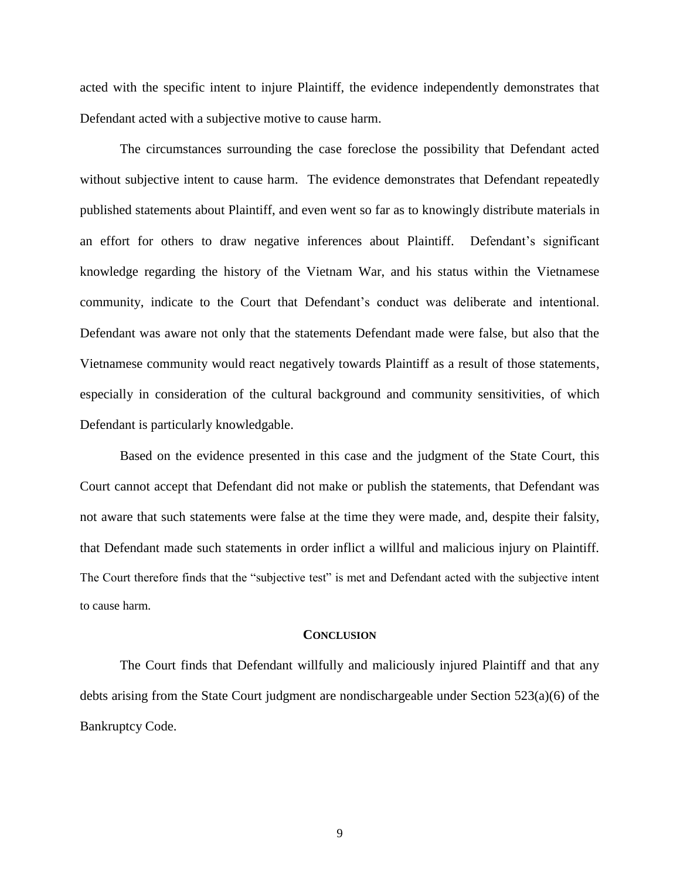acted with the specific intent to injure Plaintiff, the evidence independently demonstrates that Defendant acted with a subjective motive to cause harm.

The circumstances surrounding the case foreclose the possibility that Defendant acted without subjective intent to cause harm. The evidence demonstrates that Defendant repeatedly published statements about Plaintiff, and even went so far as to knowingly distribute materials in an effort for others to draw negative inferences about Plaintiff. Defendant's significant knowledge regarding the history of the Vietnam War, and his status within the Vietnamese community, indicate to the Court that Defendant's conduct was deliberate and intentional. Defendant was aware not only that the statements Defendant made were false, but also that the Vietnamese community would react negatively towards Plaintiff as a result of those statements, especially in consideration of the cultural background and community sensitivities, of which Defendant is particularly knowledgable.

Based on the evidence presented in this case and the judgment of the State Court, this Court cannot accept that Defendant did not make or publish the statements, that Defendant was not aware that such statements were false at the time they were made, and, despite their falsity, that Defendant made such statements in order inflict a willful and malicious injury on Plaintiff. The Court therefore finds that the "subjective test" is met and Defendant acted with the subjective intent to cause harm.

## CONCLUSION

The Court finds that Defendant willfully and maliciously injured Plaintiff and that any debts arising from the State Court judgment are nondischargeable under Section 523(a)(6) of the Bankruptcy Code.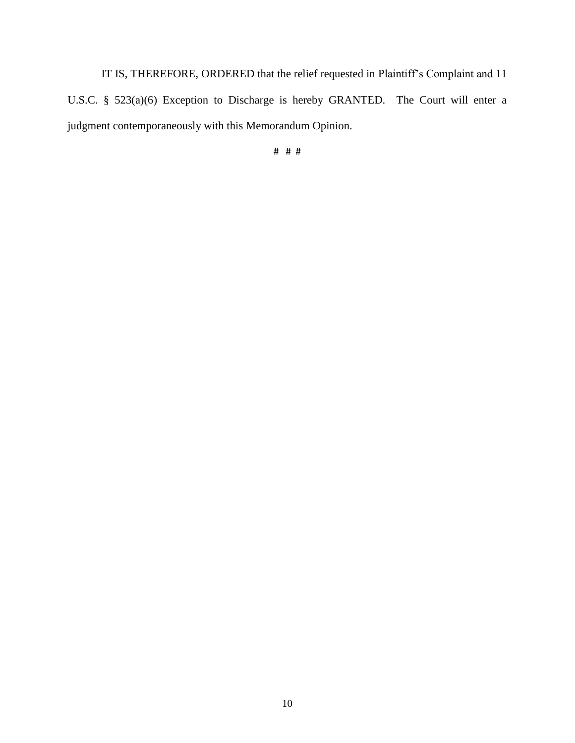IT IS, THEREFORE, ORDERED that the relief requested in Plaintiff's Complaint and 11 U.S.C. § 523(a)(6) Exception to Discharge is hereby GRANTED. The Court will enter a judgment contemporaneously with this Memorandum Opinion.

# # #